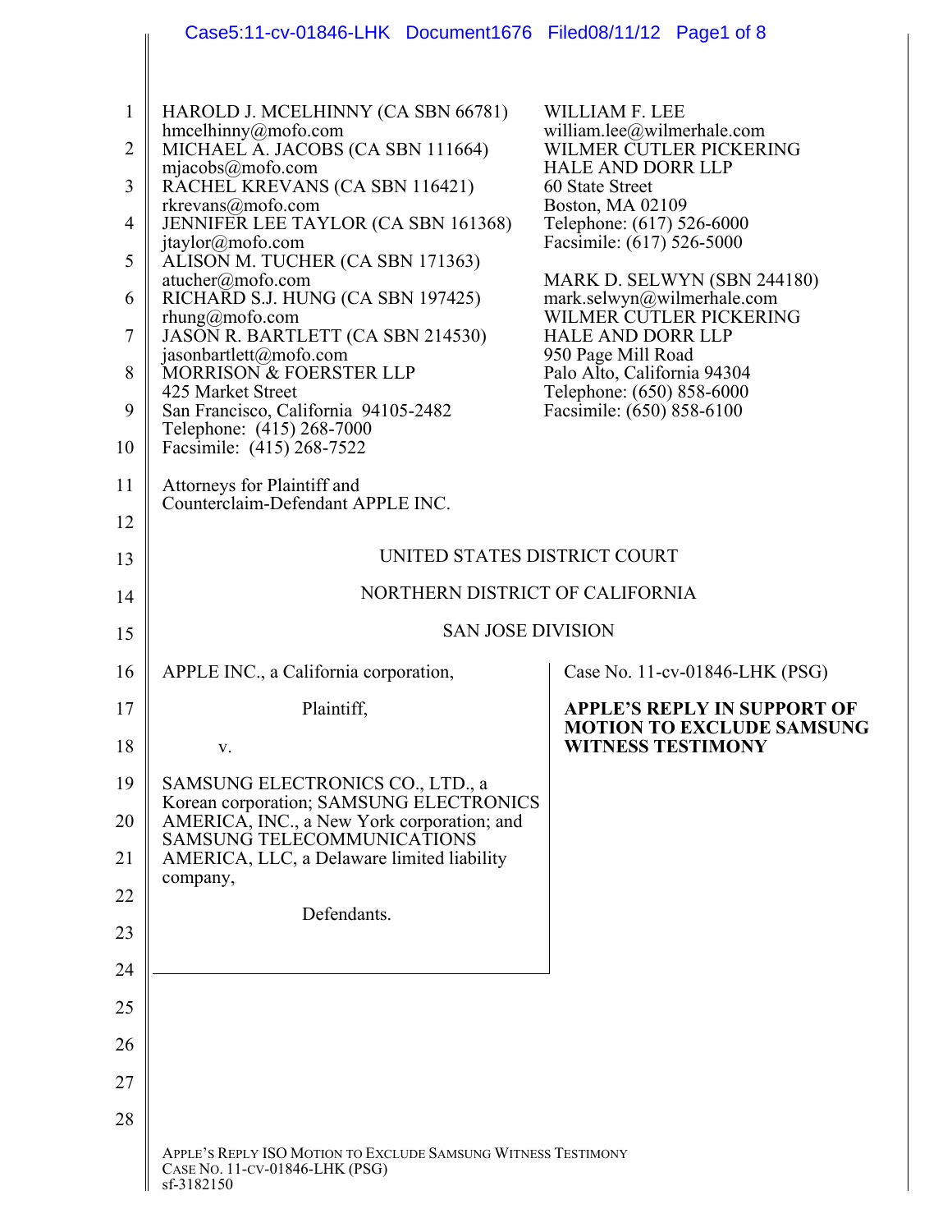HAROLD J. MCELHINNY (CA SBN 66781)
hmcelhinny@mofo.com
MICHAEL A. JACOBS (CA SBN 111664)
mjacobs@mofo.com
RACHEL KREVANS (CA SBN 116421)
rkrevans@mofo.com
JENNIFER LEE TAYLOR (CA SBN 161368)
jtaylor@mofo.com
ALISON M. TUCHER (CA SBN 171363)
atucher@mofo.com
RICHARD S.J. HUNG (CA SBN 197425)
rhung@mofo.com
JASON R. BARTLETT (CA SBN 214530)
jasonbartlett@mofo.com
MORRISON & FOERSTER LLP
425 Market Street
San Francisco, California 94105-2482
Telephone: (415) 268-7000
Facsimile: (415) 268-7522

WILLIAM F. LEE
william.lee@wilmerhale.com
WILMER CUTLER PICKERING
HALE AND DORR LLP
60 State Street
Boston, MA 02109
Telephone: (617) 526-6000
Facsimile: (617) 526-5000

MARK D. SELWYN (SBN 244180)
mark.selwyn@wilmerhale.com
WILMER CUTLER PICKERING
HALE AND DORR LLP
950 Page Mill Road
Palo Alto, California 94304
Telephone: (650) 858-6000
Facsimile: (650) 858-6100

Attorneys for Plaintiff and
Counterclaim-Defendant APPLE INC.

UNITED STATES DISTRICT COURT

NORTHERN DISTRICT OF CALIFORNIA

SAN JOSE DIVISION

APPLE INC., a California corporation,

Plaintiff,

v.

SAMSUNG ELECTRONICS CO., LTD., a Korean corporation; SAMSUNG ELECTRONICS AMERICA, INC., a New York corporation; and SAMSUNG TELECOMMUNICATIONS AMERICA, LLC, a Delaware limited liability company,

Defendants.

Case No. 11-cv-01846-LHK (PSG)

**APPLE'S REPLY IN SUPPORT OF MOTION TO EXCLUDE SAMSUNG WITNESS TESTIMONY**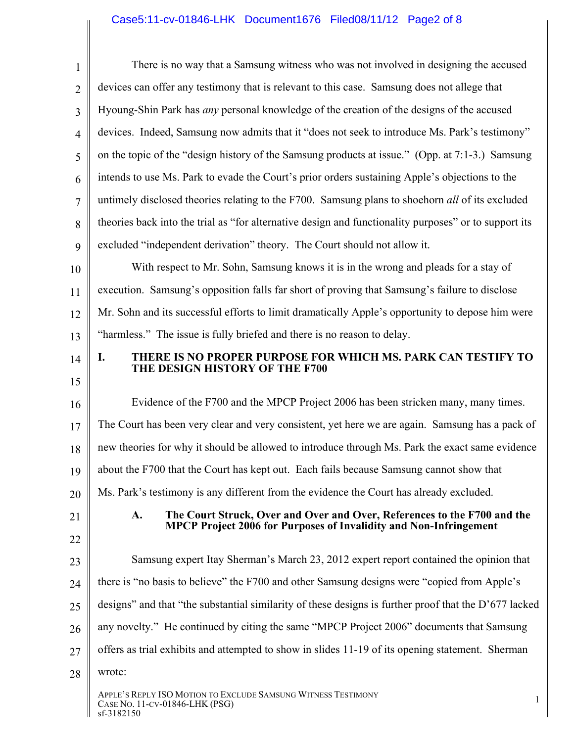There is no way that a Samsung witness who was not involved in designing the accused devices can offer any testimony that is relevant to this case. Samsung does not allege that Hyoung-Shin Park has *any* personal knowledge of the creation of the designs of the accused devices. Indeed, Samsung now admits that it "does not seek to introduce Ms. Park's testimony" on the topic of the "design history of the Samsung products at issue." (Opp. at 7:1-3.) Samsung intends to use Ms. Park to evade the Court's prior orders sustaining Apple's objections to the untimely disclosed theories relating to the F700. Samsung plans to shoehorn *all* of its excluded theories back into the trial as "for alternative design and functionality purposes" or to support its excluded "independent derivation" theory. The Court should not allow it.

With respect to Mr. Sohn, Samsung knows it is in the wrong and pleads for a stay of execution. Samsung's opposition falls far short of proving that Samsung's failure to disclose Mr. Sohn and its successful efforts to limit dramatically Apple's opportunity to depose him were "harmless." The issue is fully briefed and there is no reason to delay.

## I. THERE IS NO PROPER PURPOSE FOR WHICH MS. PARK CAN TESTIFY TO THE DESIGN HISTORY OF THE F700

Evidence of the F700 and the MPCP Project 2006 has been stricken many, many times. The Court has been very clear and very consistent, yet here we are again. Samsung has a pack of new theories for why it should be allowed to introduce through Ms. Park the exact same evidence about the F700 that the Court has kept out. Each fails because Samsung cannot show that Ms. Park's testimony is any different from the evidence the Court has already excluded.

### A. The Court Struck, Over and Over and Over, References to the F700 and the MPCP Project 2006 for Purposes of Invalidity and Non-Infringement

Samsung expert Itay Sherman's March 23, 2012 expert report contained the opinion that there is "no basis to believe" the F700 and other Samsung designs were "copied from Apple's designs" and that "the substantial similarity of these designs is further proof that the D'677 lacked any novelty." He continued by citing the same "MPCP Project 2006" documents that Samsung offers as trial exhibits and attempted to show in slides 11-19 of its opening statement. Sherman wrote: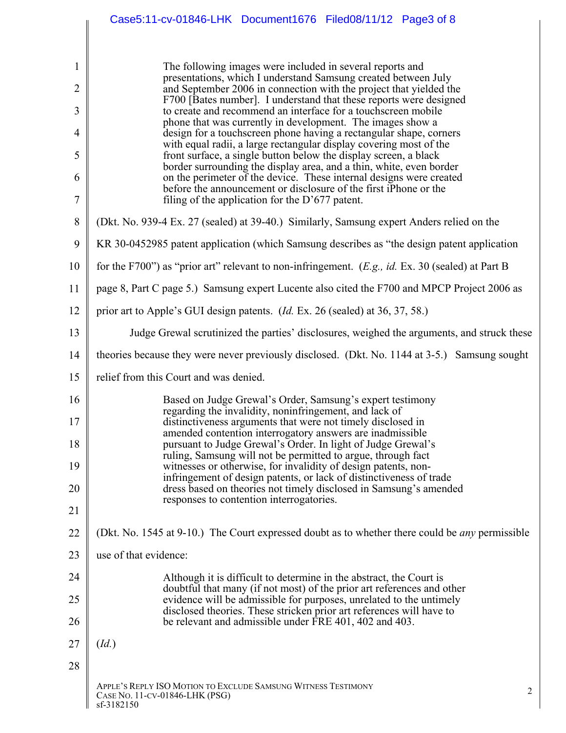> The following images were included in several reports and presentations, which I understand Samsung created between July and September 2006 in connection with the project that yielded the F700 [Bates number]. I understand that these reports were designed to create and recommend an interface for a touchscreen mobile phone that was currently in development. The images show a design for a touchscreen phone having a rectangular shape, corners with equal radii, a large rectangular display covering most of the front surface, a single button below the display screen, a black border surrounding the display area, and a thin, white, even border on the perimeter of the device. These internal designs were created before the announcement or disclosure of the first iPhone or the filing of the application for the D'677 patent.

(Dkt. No. 939-4 Ex. 27 (sealed) at 39-40.) Similarly, Samsung expert Anders relied on the KR 30-0452985 patent application (which Samsung describes as "the design patent application for the F700") as "prior art" relevant to non-infringement. (*E.g., id.* Ex. 30 (sealed) at Part B page 8, Part C page 5.) Samsung expert Lucente also cited the F700 and MPCP Project 2006 as prior art to Apple's GUI design patents. (*Id.* Ex. 26 (sealed) at 36, 37, 58.)

Judge Grewal scrutinized the parties' disclosures, weighed the arguments, and struck these theories because they were never previously disclosed. (Dkt. No. 1144 at 3-5.) Samsung sought relief from this Court and was denied.

> Based on Judge Grewal's Order, Samsung's expert testimony regarding the invalidity, noninfringement, and lack of distinctiveness arguments that were not timely disclosed in amended contention interrogatory answers are inadmissible pursuant to Judge Grewal's Order. In light of Judge Grewal's ruling, Samsung will not be permitted to argue, through fact witnesses or otherwise, for invalidity of design patents, non-infringement of design patents, or lack of distinctiveness of trade dress based on theories not timely disclosed in Samsung's amended responses to contention interrogatories.

(Dkt. No. 1545 at 9-10.) The Court expressed doubt as to whether there could be *any* permissible use of that evidence:

> Although it is difficult to determine in the abstract, the Court is doubtful that many (if not most) of the prior art references and other evidence will be admissible for purposes, unrelated to the untimely disclosed theories. These stricken prior art references will have to be relevant and admissible under FRE 401, 402 and 403.

(*Id.*)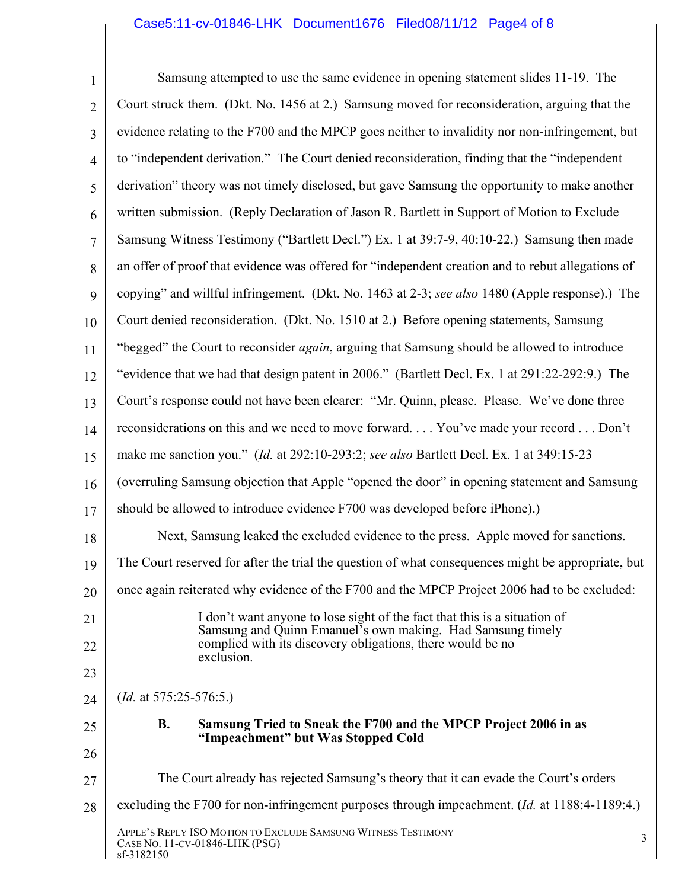Samsung attempted to use the same evidence in opening statement slides 11-19. The Court struck them. (Dkt. No. 1456 at 2.) Samsung moved for reconsideration, arguing that the evidence relating to the F700 and the MPCP goes neither to invalidity nor non-infringement, but to "independent derivation." The Court denied reconsideration, finding that the "independent derivation" theory was not timely disclosed, but gave Samsung the opportunity to make another written submission. (Reply Declaration of Jason R. Bartlett in Support of Motion to Exclude Samsung Witness Testimony ("Bartlett Decl.") Ex. 1 at 39:7-9, 40:10-22.) Samsung then made an offer of proof that evidence was offered for "independent creation and to rebut allegations of copying" and willful infringement. (Dkt. No. 1463 at 2-3; *see also* 1480 (Apple response).) The Court denied reconsideration. (Dkt. No. 1510 at 2.) Before opening statements, Samsung "begged" the Court to reconsider *again*, arguing that Samsung should be allowed to introduce "evidence that we had that design patent in 2006." (Bartlett Decl. Ex. 1 at 291:22-292:9.) The Court's response could not have been clearer: "Mr. Quinn, please. Please. We've done three reconsiderations on this and we need to move forward. . . . You've made your record . . . Don't make me sanction you." (*Id.* at 292:10-293:2; *see also* Bartlett Decl. Ex. 1 at 349:15-23 (overruling Samsung objection that Apple "opened the door" in opening statement and Samsung should be allowed to introduce evidence F700 was developed before iPhone).)

Next, Samsung leaked the excluded evidence to the press. Apple moved for sanctions. The Court reserved for after the trial the question of what consequences might be appropriate, but once again reiterated why evidence of the F700 and the MPCP Project 2006 had to be excluded:

> I don't want anyone to lose sight of the fact that this is a situation of Samsung and Quinn Emanuel's own making. Had Samsung timely complied with its discovery obligations, there would be no exclusion.

(*Id.* at 575:25-576:5.)

### B. Samsung Tried to Sneak the F700 and the MPCP Project 2006 in as "Impeachment" but Was Stopped Cold

The Court already has rejected Samsung's theory that it can evade the Court's orders excluding the F700 for non-infringement purposes through impeachment. (*Id.* at 1188:4-1189:4.)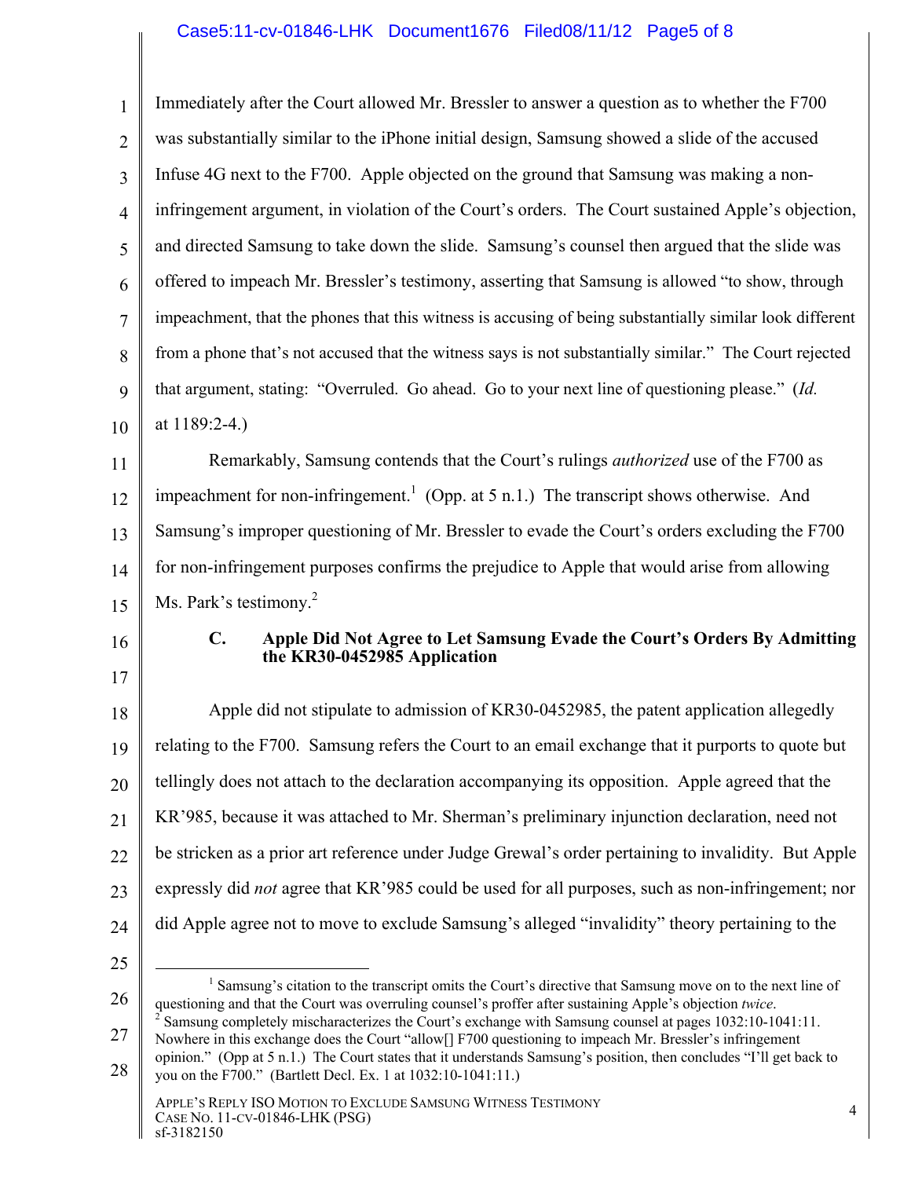Immediately after the Court allowed Mr. Bressler to answer a question as to whether the F700 was substantially similar to the iPhone initial design, Samsung showed a slide of the accused Infuse 4G next to the F700. Apple objected on the ground that Samsung was making a non-infringement argument, in violation of the Court's orders. The Court sustained Apple's objection, and directed Samsung to take down the slide. Samsung's counsel then argued that the slide was offered to impeach Mr. Bressler's testimony, asserting that Samsung is allowed "to show, through impeachment, that the phones that this witness is accusing of being substantially similar look different from a phone that's not accused that the witness says is not substantially similar." The Court rejected that argument, stating: "Overruled. Go ahead. Go to your next line of questioning please." (*Id.* at 1189:2-4.)

Remarkably, Samsung contends that the Court's rulings *authorized* use of the F700 as impeachment for non-infringement.[1] (Opp. at 5 n.1.) The transcript shows otherwise. And Samsung's improper questioning of Mr. Bressler to evade the Court's orders excluding the F700 for non-infringement purposes confirms the prejudice to Apple that would arise from allowing Ms. Park's testimony.[2]

### C. Apple Did Not Agree to Let Samsung Evade the Court's Orders By Admitting the KR30-0452985 Application

Apple did not stipulate to admission of KR30-0452985, the patent application allegedly relating to the F700. Samsung refers the Court to an email exchange that it purports to quote but tellingly does not attach to the declaration accompanying its opposition. Apple agreed that the KR'985, because it was attached to Mr. Sherman's preliminary injunction declaration, need not be stricken as a prior art reference under Judge Grewal's order pertaining to invalidity. But Apple expressly did *not* agree that KR'985 could be used for all purposes, such as non-infringement; nor did Apple agree not to move to exclude Samsung's alleged "invalidity" theory pertaining to the

---

[1] Samsung's citation to the transcript omits the Court's directive that Samsung move on to the next line of questioning and that the Court was overruling counsel's proffer after sustaining Apple's objection *twice*.

[2] Samsung completely mischaracterizes the Court's exchange with Samsung counsel at pages 1032:10-1041:11. Nowhere in this exchange does the Court "allow[] F700 questioning to impeach Mr. Bressler's infringement opinion." (Opp at 5 n.1.) The Court states that it understands Samsung's position, then concludes "I'll get back to you on the F700." (Bartlett Decl. Ex. 1 at 1032:10-1041:11.)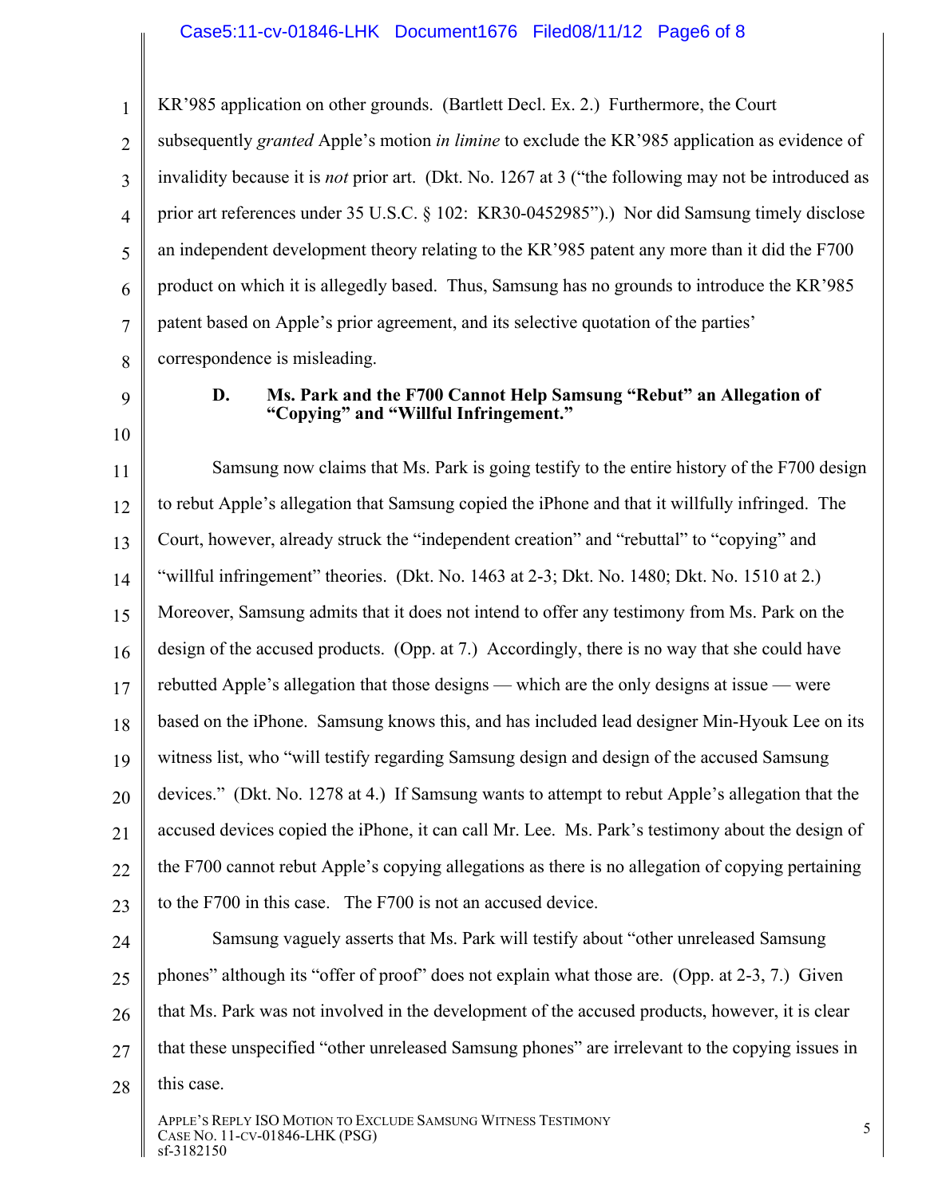KR'985 application on other grounds. (Bartlett Decl. Ex. 2.) Furthermore, the Court subsequently *granted* Apple's motion *in limine* to exclude the KR'985 application as evidence of invalidity because it is *not* prior art. (Dkt. No. 1267 at 3 ("the following may not be introduced as prior art references under 35 U.S.C. § 102: KR30-0452985").) Nor did Samsung timely disclose an independent development theory relating to the KR'985 patent any more than it did the F700 product on which it is allegedly based. Thus, Samsung has no grounds to introduce the KR'985 patent based on Apple's prior agreement, and its selective quotation of the parties' correspondence is misleading.

### D. Ms. Park and the F700 Cannot Help Samsung "Rebut" an Allegation of "Copying" and "Willful Infringement."

Samsung now claims that Ms. Park is going testify to the entire history of the F700 design to rebut Apple's allegation that Samsung copied the iPhone and that it willfully infringed. The Court, however, already struck the "independent creation" and "rebuttal" to "copying" and "willful infringement" theories. (Dkt. No. 1463 at 2-3; Dkt. No. 1480; Dkt. No. 1510 at 2.) Moreover, Samsung admits that it does not intend to offer any testimony from Ms. Park on the design of the accused products. (Opp. at 7.) Accordingly, there is no way that she could have rebutted Apple's allegation that those designs — which are the only designs at issue — were based on the iPhone. Samsung knows this, and has included lead designer Min-Hyouk Lee on its witness list, who "will testify regarding Samsung design and design of the accused Samsung devices." (Dkt. No. 1278 at 4.) If Samsung wants to attempt to rebut Apple's allegation that the accused devices copied the iPhone, it can call Mr. Lee. Ms. Park's testimony about the design of the F700 cannot rebut Apple's copying allegations as there is no allegation of copying pertaining to the F700 in this case. The F700 is not an accused device.

Samsung vaguely asserts that Ms. Park will testify about "other unreleased Samsung phones" although its "offer of proof" does not explain what those are. (Opp. at 2-3, 7.) Given that Ms. Park was not involved in the development of the accused products, however, it is clear that these unspecified "other unreleased Samsung phones" are irrelevant to the copying issues in this case.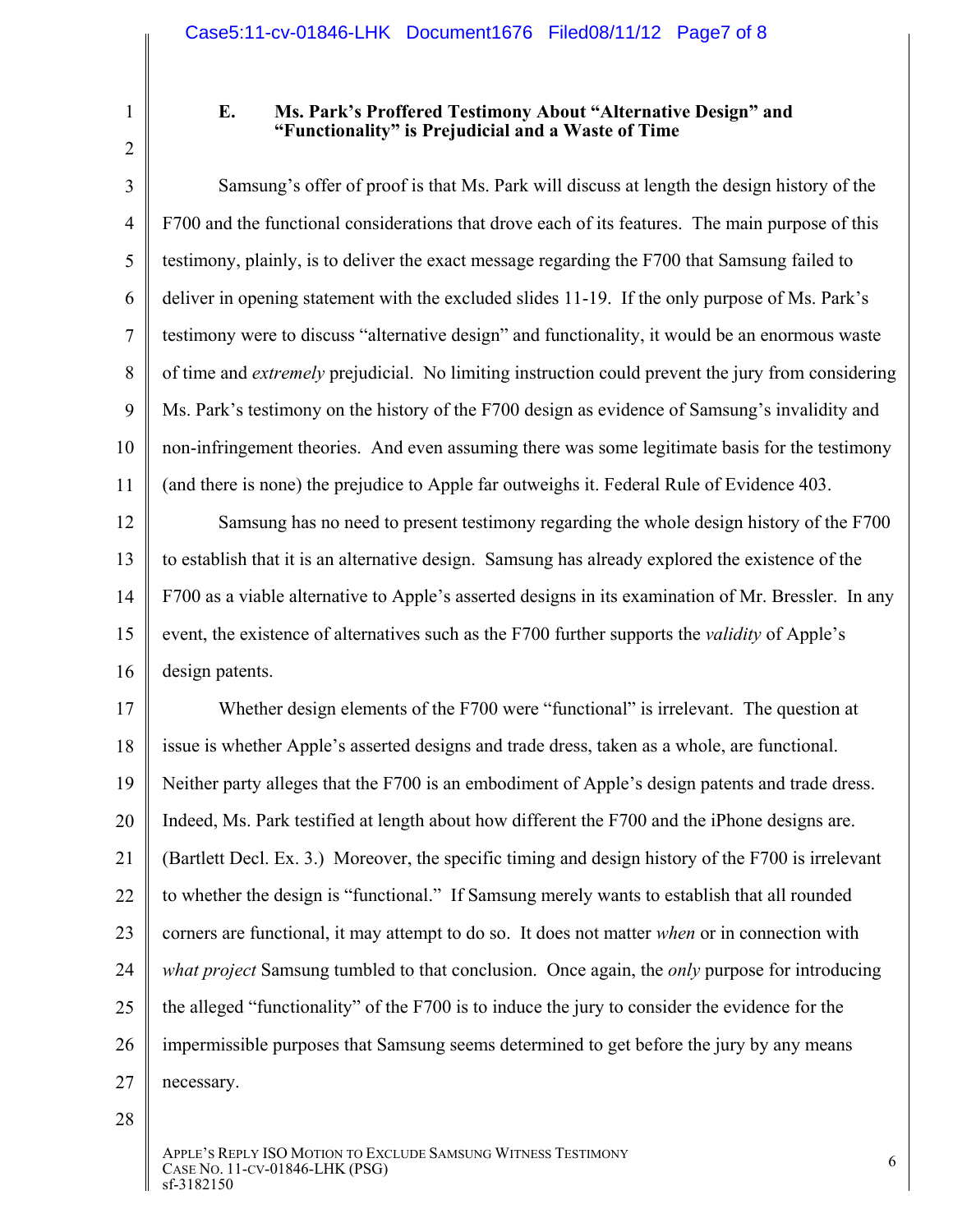### E. Ms. Park's Proffered Testimony About "Alternative Design" and "Functionality" is Prejudicial and a Waste of Time

Samsung's offer of proof is that Ms. Park will discuss at length the design history of the F700 and the functional considerations that drove each of its features. The main purpose of this testimony, plainly, is to deliver the exact message regarding the F700 that Samsung failed to deliver in opening statement with the excluded slides 11-19. If the only purpose of Ms. Park's testimony were to discuss "alternative design" and functionality, it would be an enormous waste of time and *extremely* prejudicial. No limiting instruction could prevent the jury from considering Ms. Park's testimony on the history of the F700 design as evidence of Samsung's invalidity and non-infringement theories. And even assuming there was some legitimate basis for the testimony (and there is none) the prejudice to Apple far outweighs it. Federal Rule of Evidence 403.

Samsung has no need to present testimony regarding the whole design history of the F700 to establish that it is an alternative design. Samsung has already explored the existence of the F700 as a viable alternative to Apple's asserted designs in its examination of Mr. Bressler. In any event, the existence of alternatives such as the F700 further supports the *validity* of Apple's design patents.

Whether design elements of the F700 were "functional" is irrelevant. The question at issue is whether Apple's asserted designs and trade dress, taken as a whole, are functional. Neither party alleges that the F700 is an embodiment of Apple's design patents and trade dress. Indeed, Ms. Park testified at length about how different the F700 and the iPhone designs are. (Bartlett Decl. Ex. 3.) Moreover, the specific timing and design history of the F700 is irrelevant to whether the design is "functional." If Samsung merely wants to establish that all rounded corners are functional, it may attempt to do so. It does not matter *when* or in connection with *what project* Samsung tumbled to that conclusion. Once again, the *only* purpose for introducing the alleged "functionality" of the F700 is to induce the jury to consider the evidence for the impermissible purposes that Samsung seems determined to get before the jury by any means necessary.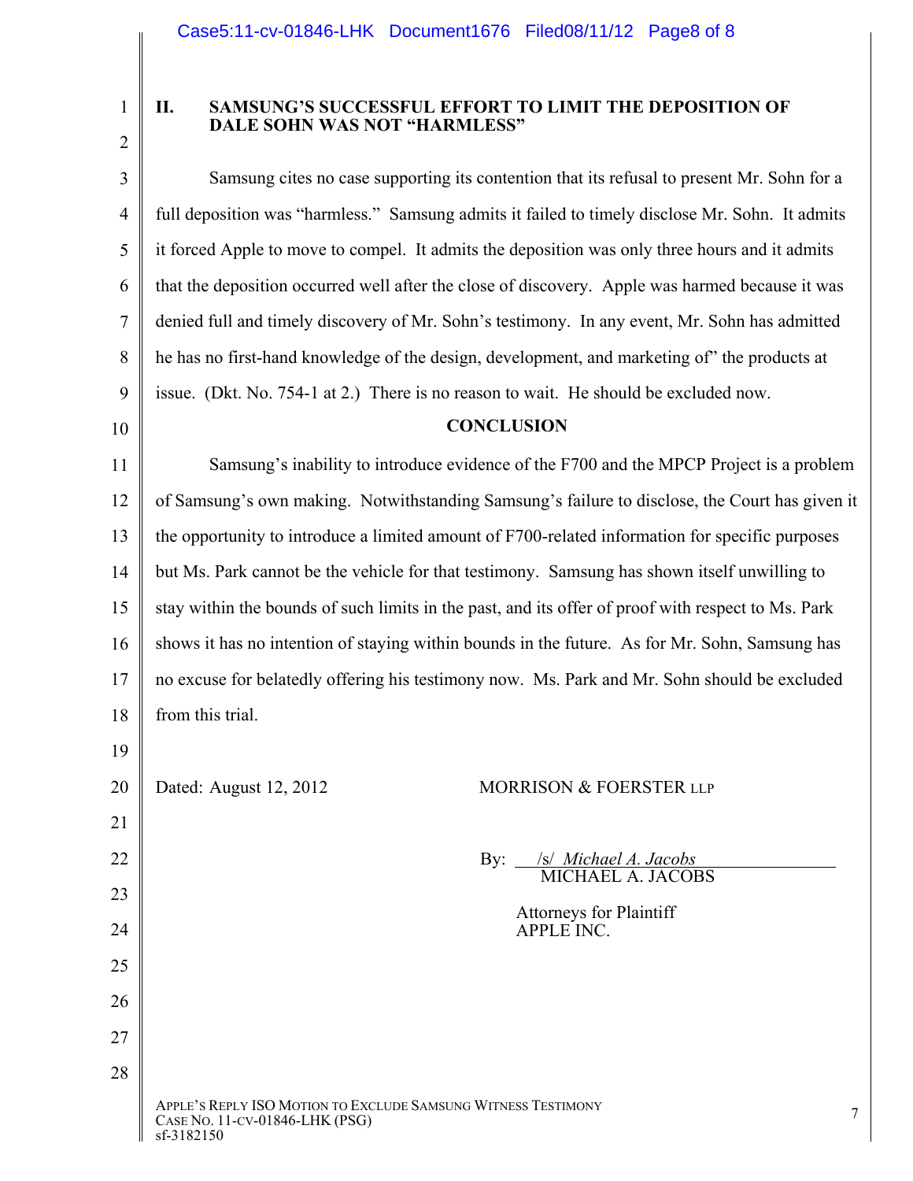## II. SAMSUNG'S SUCCESSFUL EFFORT TO LIMIT THE DEPOSITION OF DALE SOHN WAS NOT "HARMLESS"

Samsung cites no case supporting its contention that its refusal to present Mr. Sohn for a full deposition was "harmless." Samsung admits it failed to timely disclose Mr. Sohn. It admits it forced Apple to move to compel. It admits the deposition was only three hours and it admits that the deposition occurred well after the close of discovery. Apple was harmed because it was denied full and timely discovery of Mr. Sohn's testimony. In any event, Mr. Sohn has admitted he has no first-hand knowledge of the design, development, and marketing of" the products at issue. (Dkt. No. 754-1 at 2.) There is no reason to wait. He should be excluded now.

## CONCLUSION

Samsung's inability to introduce evidence of the F700 and the MPCP Project is a problem of Samsung's own making. Notwithstanding Samsung's failure to disclose, the Court has given it the opportunity to introduce a limited amount of F700-related information for specific purposes but Ms. Park cannot be the vehicle for that testimony. Samsung has shown itself unwilling to stay within the bounds of such limits in the past, and its offer of proof with respect to Ms. Park shows it has no intention of staying within bounds in the future. As for Mr. Sohn, Samsung has no excuse for belatedly offering his testimony now. Ms. Park and Mr. Sohn should be excluded from this trial.

Dated: August 12, 2012

MORRISON & FOERSTER LLP

By: /s/ *Michael A. Jacobs*
MICHAEL A. JACOBS

Attorneys for Plaintiff
APPLE INC.

APPLE'S REPLY ISO MOTION TO EXCLUDE SAMSUNG WITNESS TESTIMONY
CASE NO. 11-CV-01846-LHK (PSG)
sf-3182150